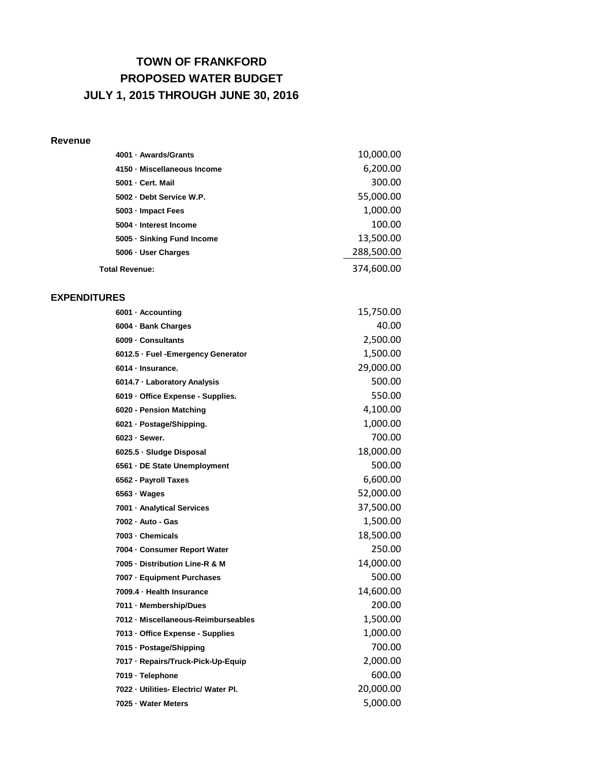# TOWN OF FRANKFORD
## PROPOSED WATER BUDGET
## JULY 1, 2015 THROUGH JUNE 30, 2016

### Revenue

| Account | Amount |
|---|---:|
| 4001 · Awards/Grants | 10,000.00 |
| 4150 · Miscellaneous Income | 6,200.00 |
| 5001 · Cert. Mail | 300.00 |
| 5002 · Debt Service W.P. | 55,000.00 |
| 5003 · Impact Fees | 1,000.00 |
| 5004 · Interest Income | 100.00 |
| 5005 · Sinking Fund Income | 13,500.00 |
| 5006 · User Charges | 288,500.00 |
| **Total Revenue:** | 374,600.00 |

### EXPENDITURES

| Account | Amount |
|---|---:|
| 6001 · Accounting | 15,750.00 |
| 6004 · Bank Charges | 40.00 |
| 6009 · Consultants | 2,500.00 |
| 6012.5 · Fuel -Emergency Generator | 1,500.00 |
| 6014 · Insurance. | 29,000.00 |
| 6014.7 · Laboratory Analysis | 500.00 |
| 6019 · Office Expense - Supplies. | 550.00 |
| 6020 - Pension Matching | 4,100.00 |
| 6021 · Postage/Shipping. | 1,000.00 |
| 6023 · Sewer. | 700.00 |
| 6025.5 · Sludge Disposal | 18,000.00 |
| 6561 · DE State Unemployment | 500.00 |
| 6562 - Payroll Taxes | 6,600.00 |
| 6563 · Wages | 52,000.00 |
| 7001 · Analytical Services | 37,500.00 |
| 7002 · Auto - Gas | 1,500.00 |
| 7003 · Chemicals | 18,500.00 |
| 7004 · Consumer Report Water | 250.00 |
| 7005 · Distribution Line-R & M | 14,000.00 |
| 7007 · Equipment Purchases | 500.00 |
| 7009.4 · Health Insurance | 14,600.00 |
| 7011 · Membership/Dues | 200.00 |
| 7012 · Miscellaneous-Reimburseables | 1,500.00 |
| 7013 · Office Expense - Supplies | 1,000.00 |
| 7015 · Postage/Shipping | 700.00 |
| 7017 · Repairs/Truck-Pick-Up-Equip | 2,000.00 |
| 7019 · Telephone | 600.00 |
| 7022 · Utilities- Electric/ Water Pl. | 20,000.00 |
| 7025 · Water Meters | 5,000.00 |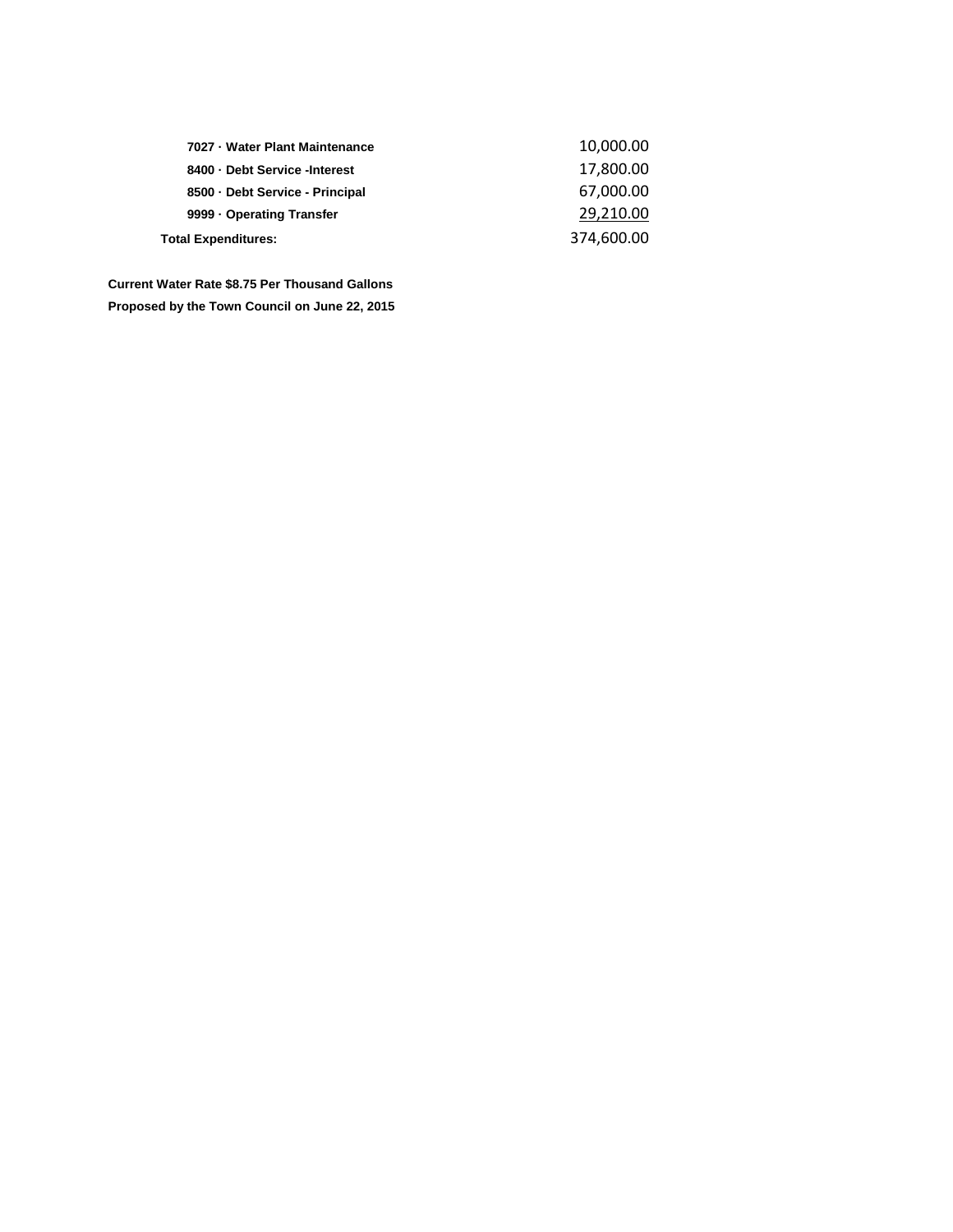| | |
|---|---|
| **7027 · Water Plant Maintenance** | 10,000.00 |
| **8400 · Debt Service -Interest** | 17,800.00 |
| **8500 · Debt Service - Principal** | 67,000.00 |
| **9999 · Operating Transfer** | 29,210.00 |
| **Total Expenditures:** | 374,600.00 |

**Current Water Rate $8.75 Per Thousand Gallons**

**Proposed by the Town Council on June 22, 2015**